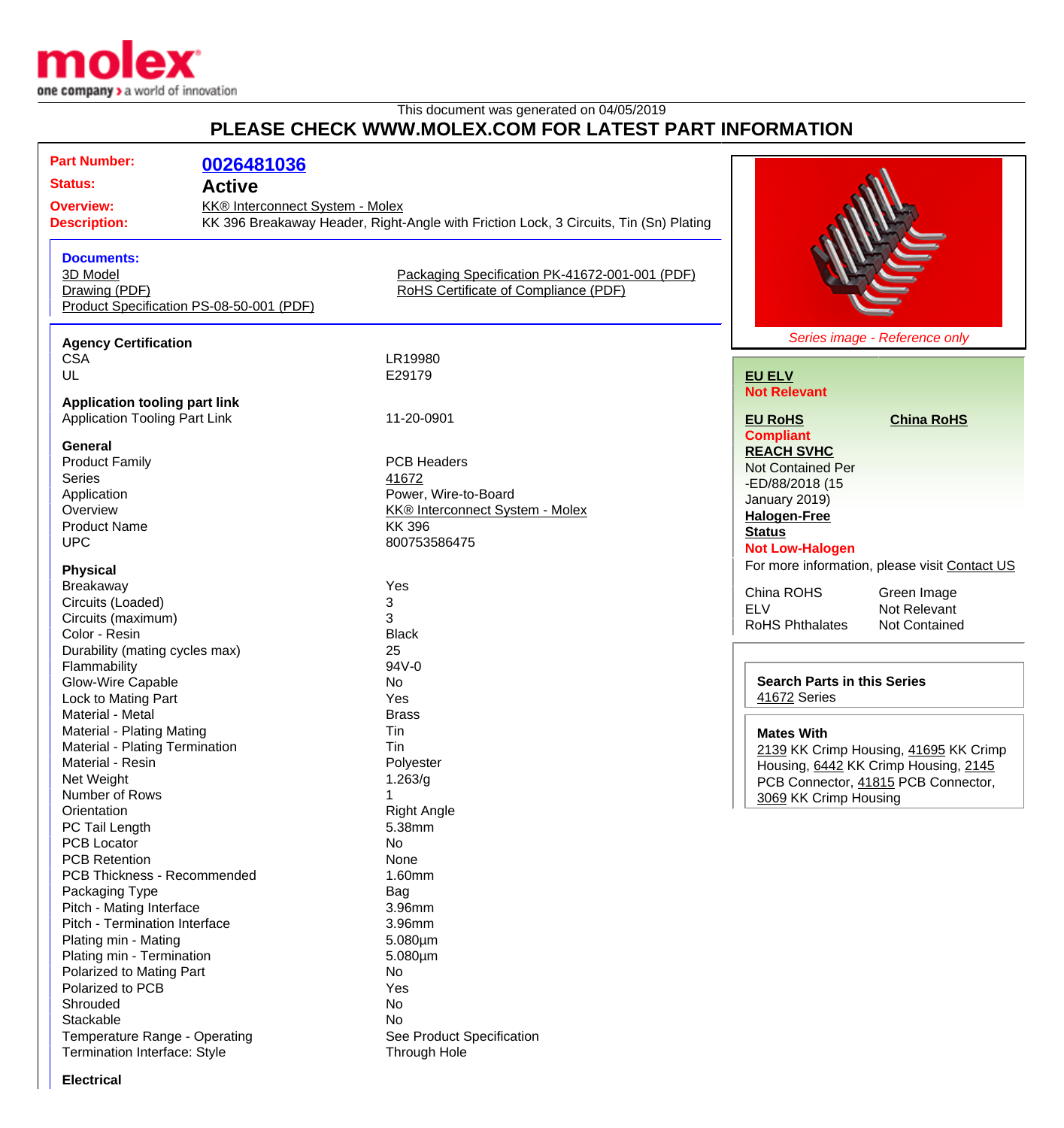This document was generated on 04/05/2019

# PLEASE CHECK WWW.MOLEX.COM FOR LATEST PART INFORMATION

**Part Number:** 0026481036
**Status:** Active
**Overview:** KK® Interconnect System - Molex
**Description:** KK 396 Breakaway Header, Right-Angle with Friction Lock, 3 Circuits, Tin (Sn) Plating

### Documents:
- 3D Model
- Drawing (PDF)
- Product Specification PS-08-50-001 (PDF)
- Packaging Specification PK-41672-001-001 (PDF)
- RoHS Certificate of Compliance (PDF)

*Series image - Reference only*

**EU ELV**
Not Relevant

**EU RoHS**
Compliant

**China RoHS**

**REACH SVHC**
Not Contained Per -ED/88/2018 (15 January 2019)

**Halogen-Free Status**
Not Low-Halogen

For more information, please visit Contact US

| | |
|---|---|
| China ROHS | Green Image |
| ELV | Not Relevant |
| RoHS Phthalates | Not Contained |

**Search Parts in this Series**
41672 Series

**Mates With**
2139 KK Crimp Housing, 41695 KK Crimp Housing, 6442 KK Crimp Housing, 2145 PCB Connector, 41815 PCB Connector, 3069 KK Crimp Housing

### Agency Certification

| | |
|---|---|
| CSA | LR19980 |
| UL | E29179 |

### Application tooling part link

| | |
|---|---|
| Application Tooling Part Link | 11-20-0901 |

### General

| | |
|---|---|
| Product Family | PCB Headers |
| Series | 41672 |
| Application | Power, Wire-to-Board |
| Overview | KK® Interconnect System - Molex |
| Product Name | KK 396 |
| UPC | 800753586475 |

### Physical

| | |
|---|---|
| Breakaway | Yes |
| Circuits (Loaded) | 3 |
| Circuits (maximum) | 3 |
| Color - Resin | Black |
| Durability (mating cycles max) | 25 |
| Flammability | 94V-0 |
| Glow-Wire Capable | No |
| Lock to Mating Part | Yes |
| Material - Metal | Brass |
| Material - Plating Mating | Tin |
| Material - Plating Termination | Tin |
| Material - Resin | Polyester |
| Net Weight | 1.263/g |
| Number of Rows | 1 |
| Orientation | Right Angle |
| PC Tail Length | 5.38mm |
| PCB Locator | No |
| PCB Retention | None |
| PCB Thickness - Recommended | 1.60mm |
| Packaging Type | Bag |
| Pitch - Mating Interface | 3.96mm |
| Pitch - Termination Interface | 3.96mm |
| Plating min - Mating | 5.080µm |
| Plating min - Termination | 5.080µm |
| Polarized to Mating Part | No |
| Polarized to PCB | Yes |
| Shrouded | No |
| Stackable | No |
| Temperature Range - Operating | See Product Specification |
| Termination Interface: Style | Through Hole |

### Electrical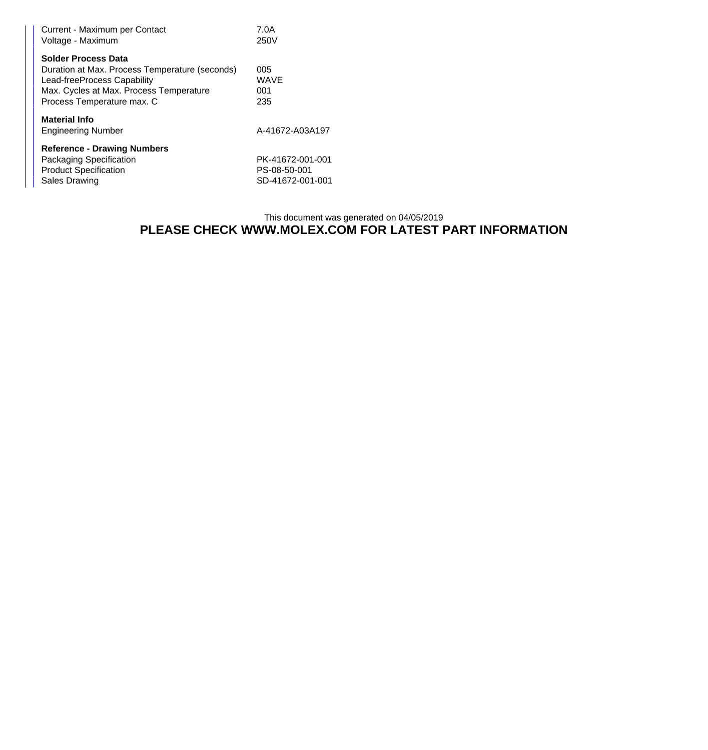| | |
|---|---|
| Current - Maximum per Contact | 7.0A |
| Voltage - Maximum | 250V |

**Solder Process Data**

| | |
|---|---|
| Duration at Max. Process Temperature (seconds) | 005 |
| Lead-freeProcess Capability | WAVE |
| Max. Cycles at Max. Process Temperature | 001 |
| Process Temperature max. C | 235 |

**Material Info**

| | |
|---|---|
| Engineering Number | A-41672-A03A197 |

**Reference - Drawing Numbers**

| | |
|---|---|
| Packaging Specification | PK-41672-001-001 |
| Product Specification | PS-08-50-001 |
| Sales Drawing | SD-41672-001-001 |

This document was generated on 04/05/2019

**PLEASE CHECK WWW.MOLEX.COM FOR LATEST PART INFORMATION**